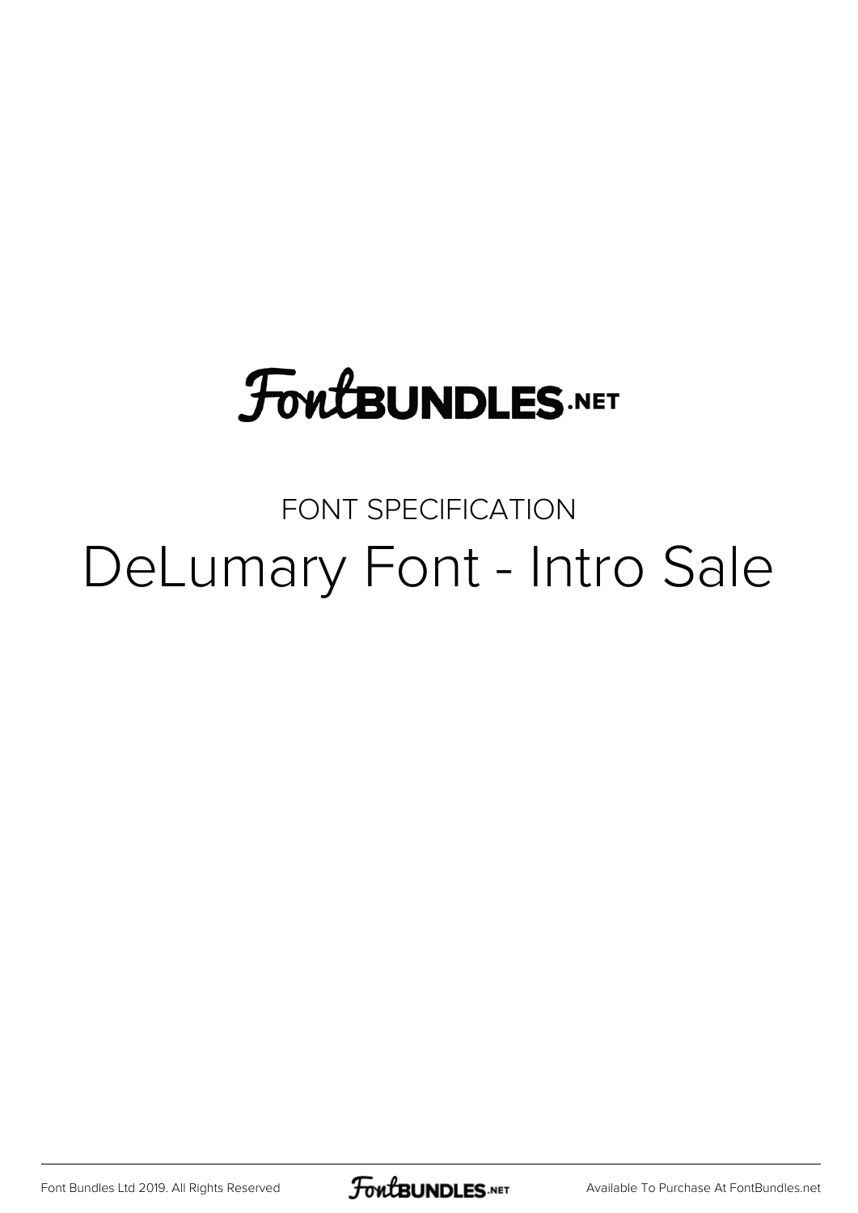FontBUNDLES.NET

FONT SPECIFICATION

# DeLumary Font - Intro Sale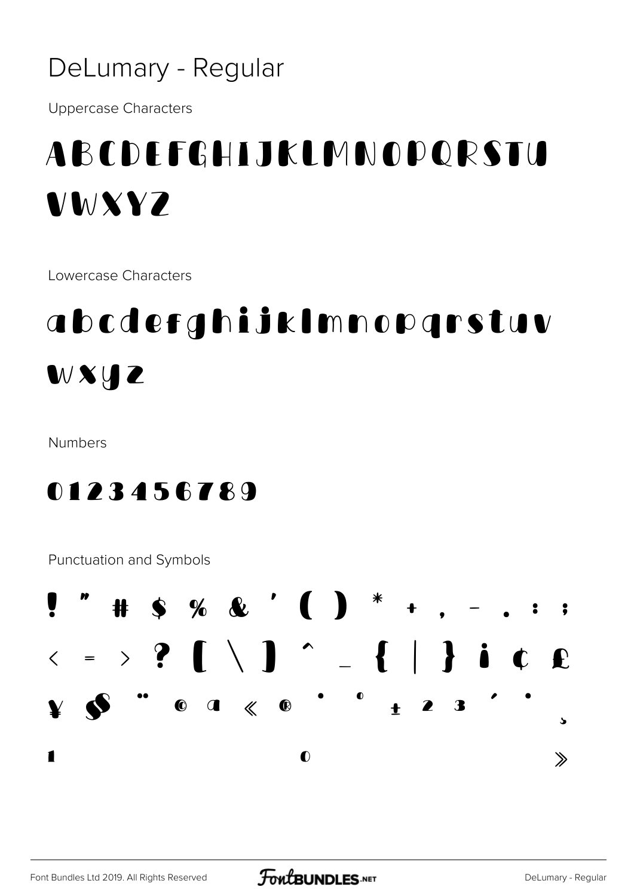# DeLumary - Regular

Uppercase Characters

ABCDEFGHIJKLMNOPQRSTU VWXYZ

Lowercase Characters

abcdefghijklmnopqrstuv wxyz

Numbers

0123456789

Punctuation and Symbols

! " # $ % & ' ( ) * + , - . : ;

< = > ? [ \ ] ^ _ { | } ¡ ¢ £

¥ § ¨ © ª « ® ¯ ° ± ² ³ ´ · ¸

¹ º »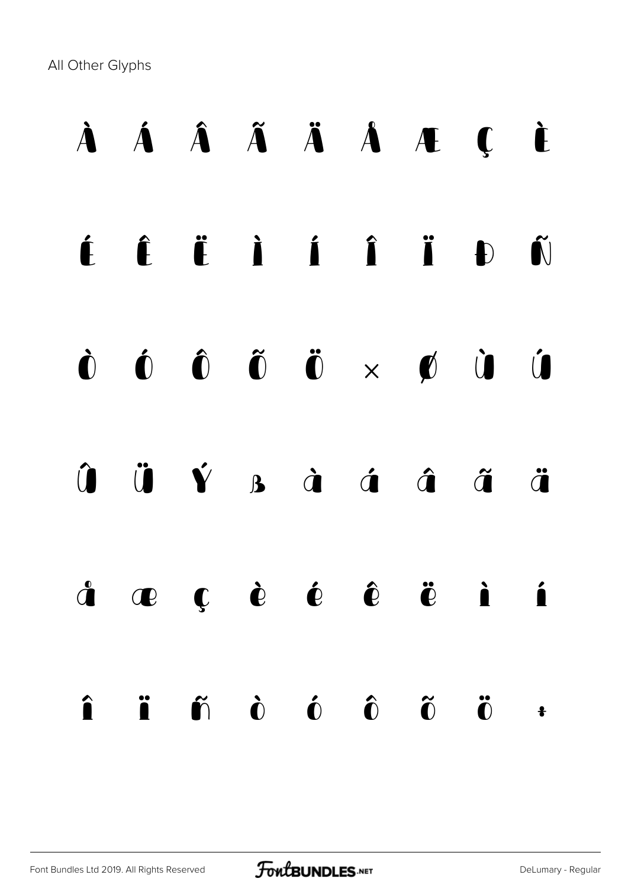All Other Glyphs

À Á Â Ã Ä Å Æ Ç È

É Ê Ë Ì Í Î Ï Ð Ñ

Ò Ó Ô Õ Ö × Ø Ù Ú

Û Ü Ý ß à á â ã ä

å æ ç è é ê ë ì í

î ï ñ ò ó ô õ ö ÷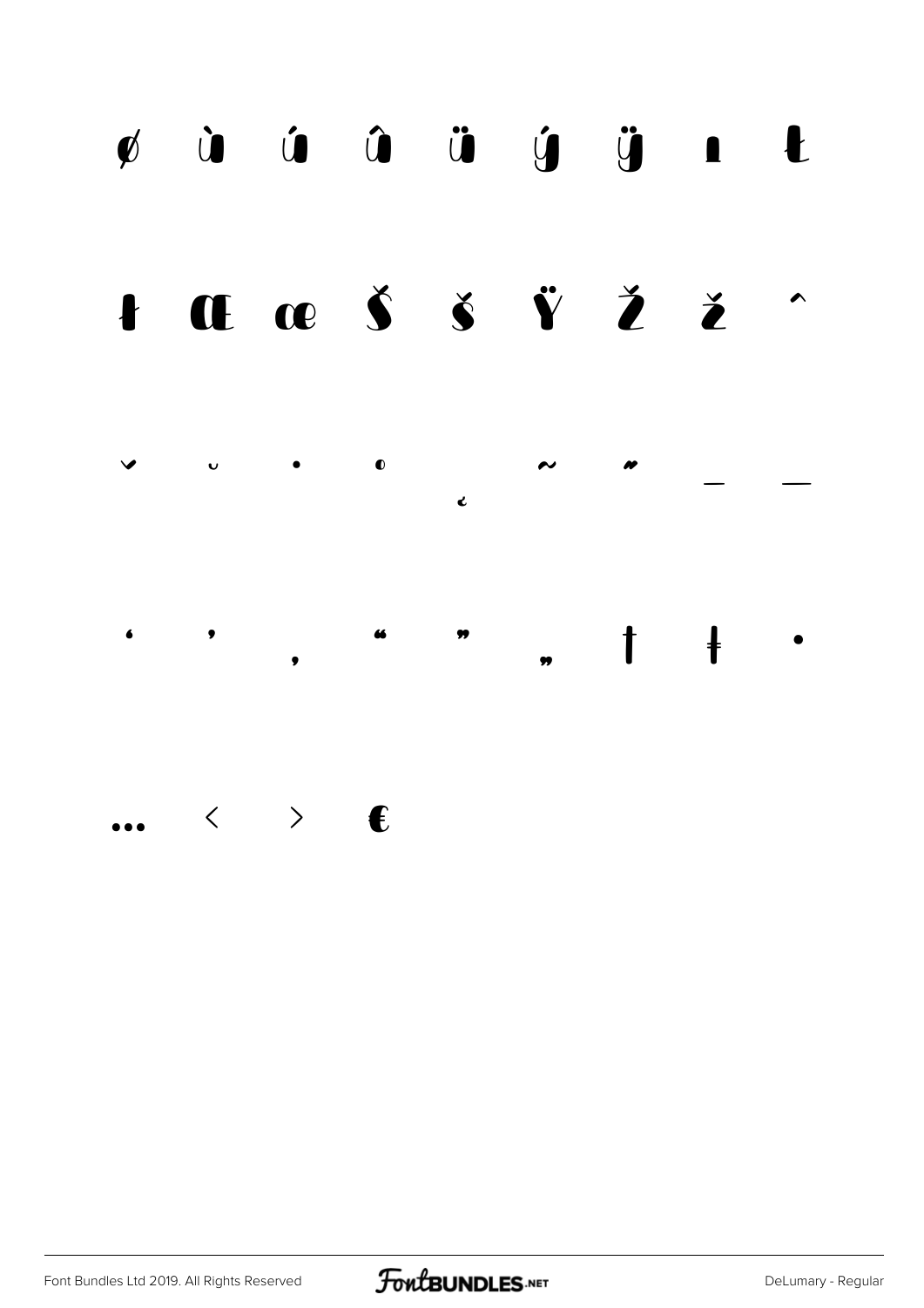ø ù ú û ü ý ÿ ı Ł

ł Œ œ Š š Ÿ Ž ž ˆ

ˇ ˘ ˙ ˚ ˛ ˜ ˝ – —

' ' ‚ " " „ † ‡ •

… ‹ › €